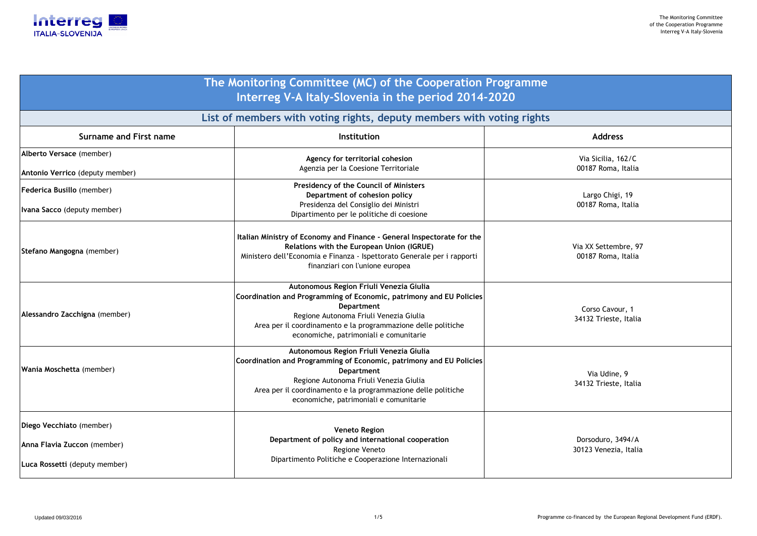# The Monitoring Committee (MC) of the Cooperation Programme Interreg V-A Italy-Slovenia in the period 2014-2020

## List of members with voting rights, deputy members with voting rights

| Surname and First name | Institution | Address |
|---|---|---|
| **Alberto Versace** (member)<br>**Antonio Verrico** (deputy member) | **Agency for territorial cohesion**<br>Agenzia per la Coesione Territoriale | Via Sicilia, 162/C<br>00187 Roma, Italia |
| **Federica Busillo** (member)<br>**Ivana Sacco** (deputy member) | **Presidency of the Council of Ministers**<br>**Department of cohesion policy**<br>Presidenza del Consiglio dei Ministri<br>Dipartimento per le politiche di coesione | Largo Chigi, 19<br>00187 Roma, Italia |
| **Stefano Mangogna** (member) | **Italian Ministry of Economy and Finance - General Inspectorate for the Relations with the European Union (IGRUE)**<br>Ministero dell'Economia e Finanza - Ispettorato Generale per i rapporti finanziari con l'unione europea | Via XX Settembre, 97<br>00187 Roma, Italia |
| **Alessandro Zacchigna** (member) | **Autonomous Region Friuli Venezia Giulia**<br>**Coordination and Programming of Economic, patrimony and EU Policies Department**<br>Regione Autonoma Friuli Venezia Giulia<br>Area per il coordinamento e la programmazione delle politiche economiche, patrimoniali e comunitarie | Corso Cavour, 1<br>34132 Trieste, Italia |
| **Wania Moschetta** (member) | **Autonomous Region Friuli Venezia Giulia**<br>**Coordination and Programming of Economic, patrimony and EU Policies Department**<br>Regione Autonoma Friuli Venezia Giulia<br>Area per il coordinamento e la programmazione delle politiche economiche, patrimoniali e comunitarie | Via Udine, 9<br>34132 Trieste, Italia |
| **Diego Vecchiato** (member)<br>**Anna Flavia Zuccon** (member)<br>**Luca Rossetti** (deputy member) | **Veneto Region**<br>**Department of policy and international cooperation**<br>Regione Veneto<br>Dipartimento Politiche e Cooperazione Internazionali | Dorsoduro, 3494/A<br>30123 Venezia, Italia |

Updated 09/03/2016

Programme co-financed by the European Regional Development Fund (ERDF).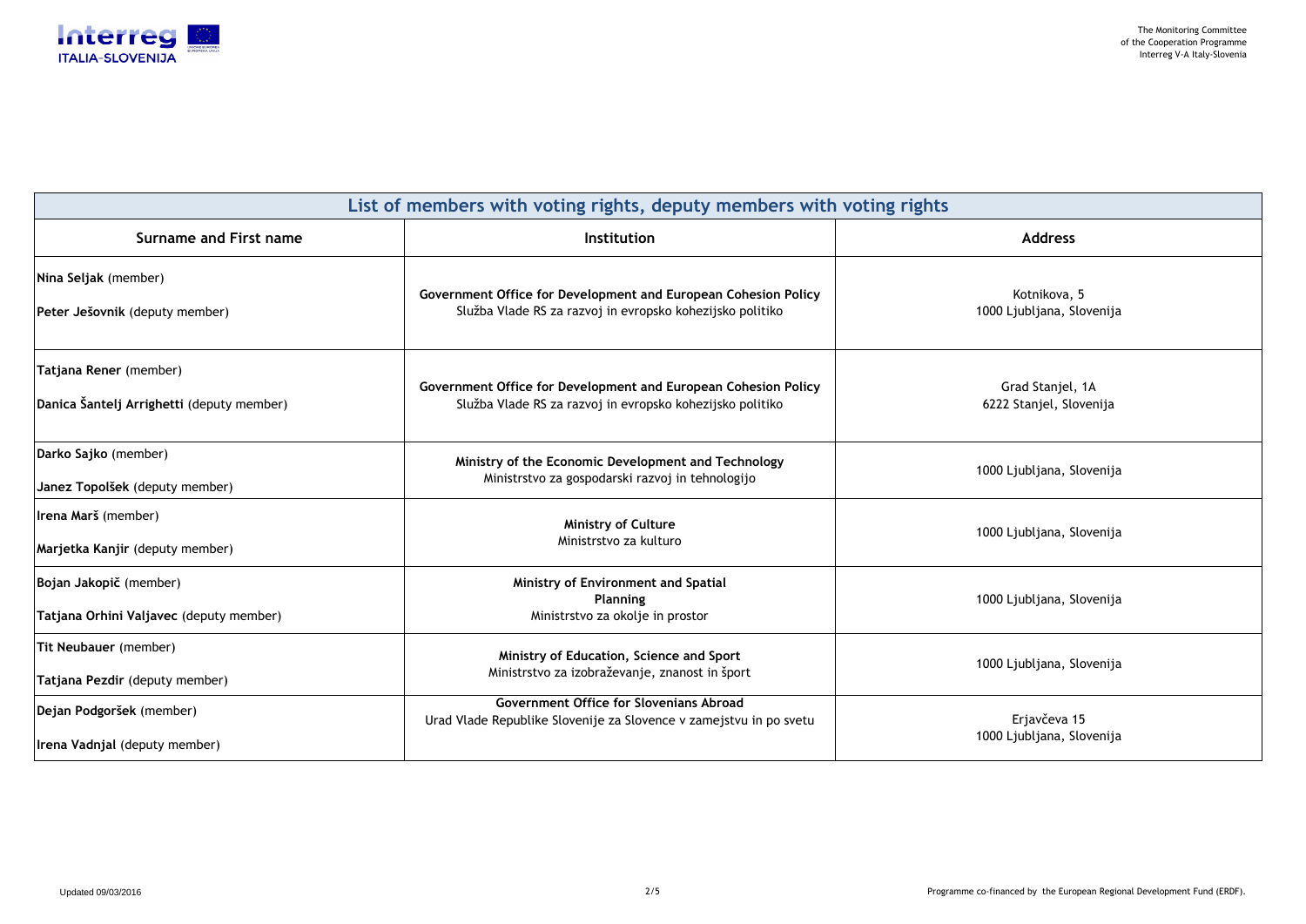| List of members with voting rights, deputy members with voting rights | | |
|---|---|---|
| **Surname and First name** | **Institution** | **Address** |
| **Nina Seljak** (member)<br><br>**Peter Ješovnik** (deputy member) | **Government Office for Development and European Cohesion Policy**<br>Služba Vlade RS za razvoj in evropsko kohezijsko politiko | Kotnikova, 5<br>1000 Ljubljana, Slovenija |
| **Tatjana Rener** (member)<br><br>**Danica Šantelj Arrighetti** (deputy member) | **Government Office for Development and European Cohesion Policy**<br>Služba Vlade RS za razvoj in evropsko kohezijsko politiko | Grad Stanjel, 1A<br>6222 Stanjel, Slovenija |
| **Darko Sajko** (member)<br><br>**Janez Topolšek** (deputy member) | **Ministry of the Economic Development and Technology**<br>Ministrstvo za gospodarski razvoj in tehnologijo | 1000 Ljubljana, Slovenija |
| **Irena Marš** (member)<br><br>**Marjetka Kanjir** (deputy member) | **Ministry of Culture**<br>Ministrstvo za kulturo | 1000 Ljubljana, Slovenija |
| **Bojan Jakopič** (member)<br><br>**Tatjana Orhini Valjavec** (deputy member) | **Ministry of Environment and Spatial Planning**<br>Ministrstvo za okolje in prostor | 1000 Ljubljana, Slovenija |
| **Tit Neubauer** (member)<br><br>**Tatjana Pezdir** (deputy member) | **Ministry of Education, Science and Sport**<br>Ministrstvo za izobraževanje, znanost in šport | 1000 Ljubljana, Slovenija |
| **Dejan Podgoršek** (member)<br><br>**Irena Vadnjal** (deputy member) | **Government Office for Slovenians Abroad**<br>Urad Vlade Republike Slovenije za Slovence v zamejstvu in po svetu | Erjavčeva 15<br>1000 Ljubljana, Slovenija |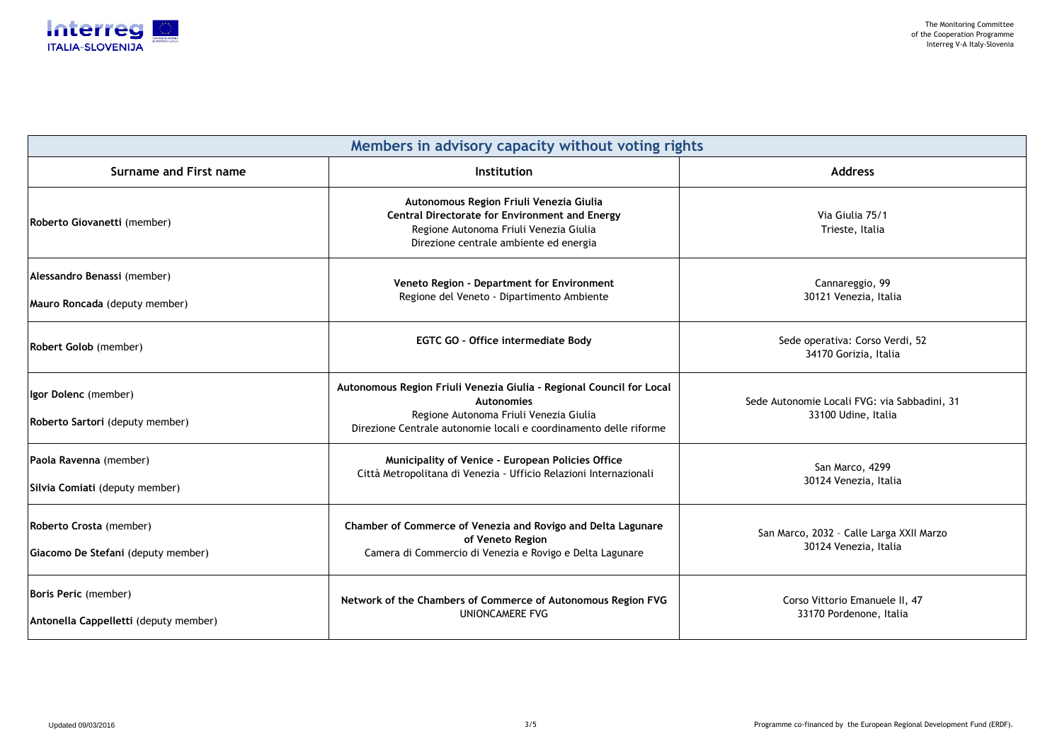| Members in advisory capacity without voting rights | | |
|---|---|---|
| **Surname and First name** | **Institution** | **Address** |
| **Roberto Giovanetti** (member) | **Autonomous Region Friuli Venezia Giulia**<br>**Central Directorate for Environment and Energy**<br>Regione Autonoma Friuli Venezia Giulia<br>Direzione centrale ambiente ed energia | Via Giulia 75/1<br>Trieste, Italia |
| **Alessandro Benassi** (member)<br>**Mauro Roncada** (deputy member) | **Veneto Region - Department for Environment**<br>Regione del Veneto - Dipartimento Ambiente | Cannareggio, 99<br>30121 Venezia, Italia |
| **Robert Golob** (member) | **EGTC GO - Office intermediate Body** | Sede operativa: Corso Verdi, 52<br>34170 Gorizia, Italia |
| **Igor Dolenc** (member)<br>**Roberto Sartori** (deputy member) | **Autonomous Region Friuli Venezia Giulia - Regional Council for Local Autonomies**<br>Regione Autonoma Friuli Venezia Giulia<br>Direzione Centrale autonomie locali e coordinamento delle riforme | Sede Autonomie Locali FVG: via Sabbadini, 31<br>33100 Udine, Italia |
| **Paola Ravenna** (member)<br>**Silvia Comiati** (deputy member) | **Municipality of Venice - European Policies Office**<br>Città Metropolitana di Venezia - Ufficio Relazioni Internazionali | San Marco, 4299<br>30124 Venezia, Italia |
| **Roberto Crosta** (member)<br>**Giacomo De Stefani** (deputy member) | **Chamber of Commerce of Venezia and Rovigo and Delta Lagunare of Veneto Region**<br>Camera di Commercio di Venezia e Rovigo e Delta Lagunare | San Marco, 2032 – Calle Larga XXII Marzo<br>30124 Venezia, Italia |
| **Boris Peric** (member)<br>**Antonella Cappelletti** (deputy member) | **Network of the Chambers of Commerce of Autonomous Region FVG**<br>UNIONCAMERE FVG | Corso Vittorio Emanuele II, 47<br>33170 Pordenone, Italia |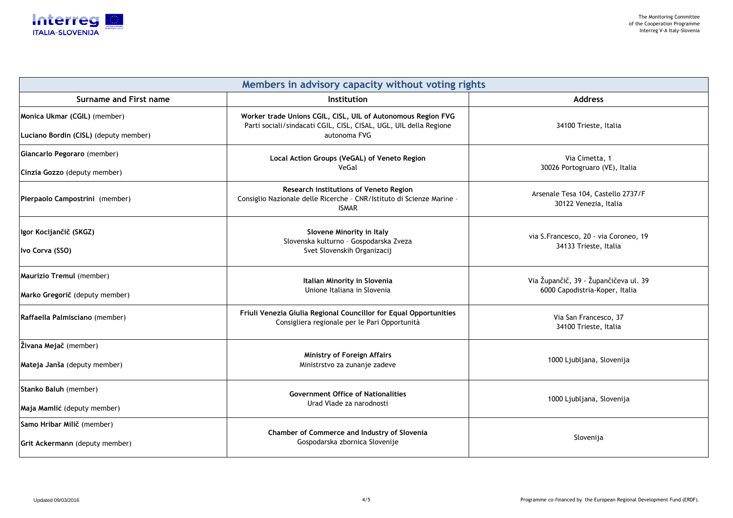| Members in advisory capacity without voting rights | | |
|---|---|---|
| **Surname and First name** | **Institution** | **Address** |
| **Monica Ukmar (CGIL)** (member)<br>**Luciano Bordin (CISL)** (deputy member) | **Worker trade Unions CGIL, CISL, UIL of Autonomous Region FVG**<br>Parti sociali/sindacati CGIL, CISL, CISAL, UGL, UIL della Regione autonoma FVG | 34100 Trieste, Italia |
| **Giancarlo Pegoraro** (member)<br>**Cinzia Gozzo** (deputy member) | **Local Action Groups (VeGAL) of Veneto Region**<br>VeGal | Via Cimetta, 1<br>30026 Portogruaro (VE), Italia |
| **Pierpaolo Campostrini** (member) | **Research institutions of Veneto Region**<br>Consiglio Nazionale delle Ricerche – CNR/Istituto di Scienze Marine - ISMAR | Arsenale Tesa 104, Castello 2737/F<br>30122 Venezia, Italia |
| **Igor Kocijančič (SKGZ)**<br>**Ivo Corva (SSO)** | **Slovene Minority in Italy**<br>Slovenska kulturno – Gospodarska Zveza<br>Svet Slovenskih Organizacij | via S.Francesco, 20 - via Coroneo, 19<br>34133 Trieste, Italia |
| **Maurizio Tremul** (member)<br>**Marko Gregorič** (deputy member) | **Italian Minority in Slovenia**<br>Unione Italiana in Slovenia | Via Župančič, 39 - Župančičeva ul. 39<br>6000 Capodistria-Koper, Italia |
| **Raffaella Palmisciano** (member) | **Friuli Venezia Giulia Regional Councillor for Equal Opportunities**<br>Consigliera regionale per le Pari Opportunità | Via San Francesco, 37<br>34100 Trieste, Italia |
| **Živana Mejač** (member)<br>**Mateja Janša** (deputy member) | **Ministry of Foreign Affairs**<br>Ministrstvo za zunanje zadeve | 1000 Ljubljana, Slovenija |
| **Stanko Baluh** (member)<br>**Maja Mamlić** (deputy member) | **Government Office of Nationalities**<br>Urad Vlade za narodnosti | 1000 Ljubljana, Slovenija |
| **Samo Hribar Milič** (member)<br>**Grit Ackermann** (deputy member) | **Chamber of Commerce and Industry of Slovenia**<br>Gospodarska zbornica Slovenije | Slovenija |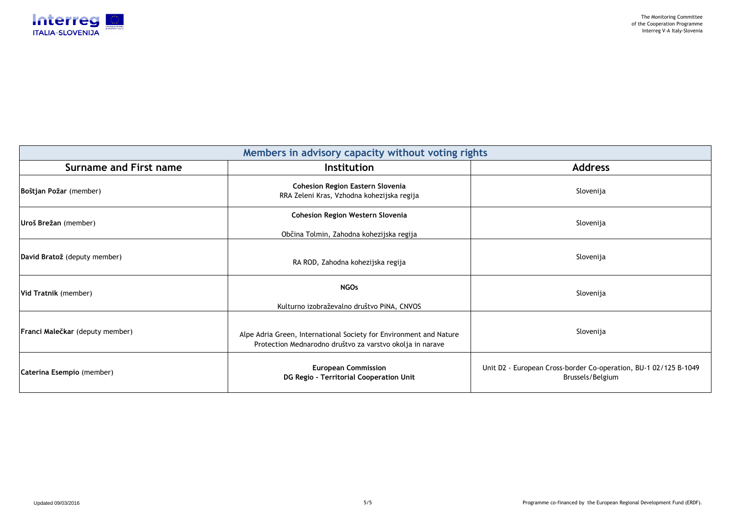| Members in advisory capacity without voting rights | | |
|---|---|---|
| **Surname and First name** | **Institution** | **Address** |
| **Boštjan Požar** (member) | **Cohesion Region Eastern Slovenia** RRA Zeleni Kras, Vzhodna kohezijska regija | Slovenija |
| **Uroš Brežan** (member) | **Cohesion Region Western Slovenia** Občina Tolmin, Zahodna kohezijska regija | Slovenija |
| **David Bratož** (deputy member) | RA ROD, Zahodna kohezijska regija | Slovenija |
| **Vid Tratnik** (member) | **NGOs** Kulturno izobraževalno društvo PiNA, CNVOS | Slovenija |
| **Franci Malečkar** (deputy member) | Alpe Adria Green, International Society for Environment and Nature Protection Mednarodno društvo za varstvo okolja in narave | Slovenija |
| **Caterina Esempio** (member) | **European Commission** **DG Regio - Territorial Cooperation Unit** | Unit D2 - European Cross-border Co-operation, BU-1 02/125 B-1049 Brussels/Belgium |

Updated 09/03/2016

Programme co-financed by the European Regional Development Fund (ERDF).